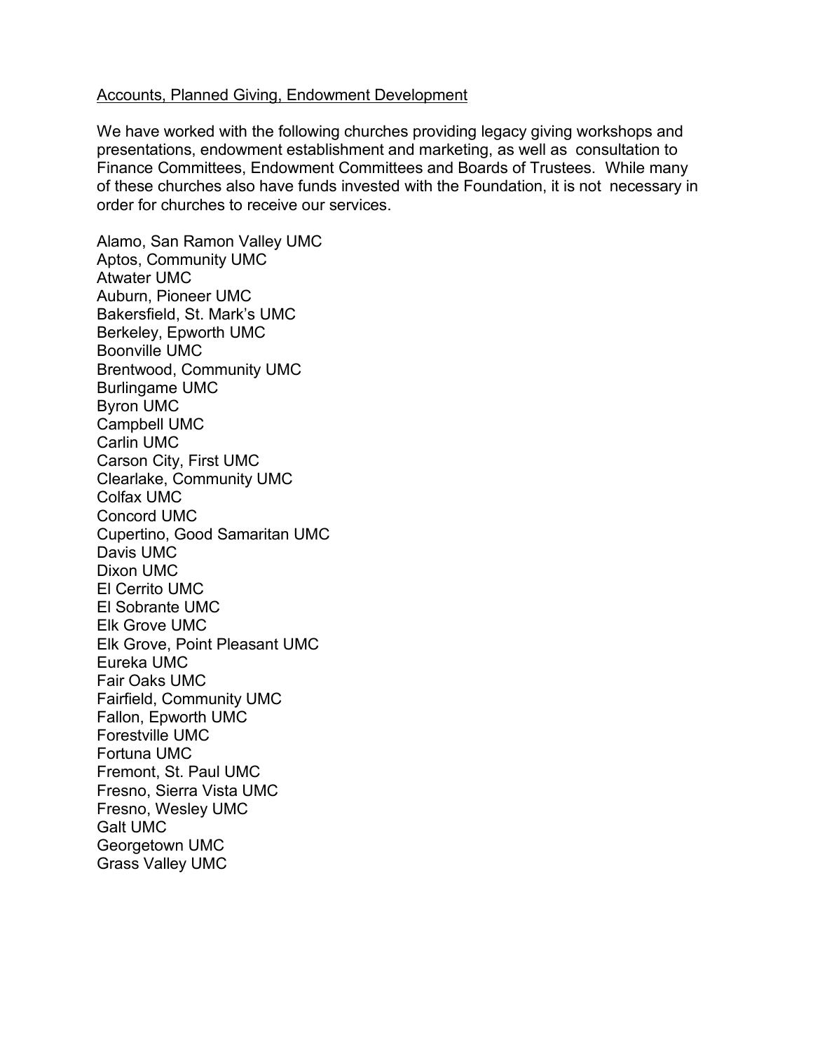Accounts, Planned Giving, Endowment Development

We have worked with the following churches providing legacy giving workshops and presentations, endowment establishment and marketing, as well as consultation to Finance Committees, Endowment Committees and Boards of Trustees. While many of these churches also have funds invested with the Foundation, it is not necessary in order for churches to receive our services.

Alamo, San Ramon Valley UMC
Aptos, Community UMC
Atwater UMC
Auburn, Pioneer UMC
Bakersfield, St. Mark's UMC
Berkeley, Epworth UMC
Boonville UMC
Brentwood, Community UMC
Burlingame UMC
Byron UMC
Campbell UMC
Carlin UMC
Carson City, First UMC
Clearlake, Community UMC
Colfax UMC
Concord UMC
Cupertino, Good Samaritan UMC
Davis UMC
Dixon UMC
El Cerrito UMC
El Sobrante UMC
Elk Grove UMC
Elk Grove, Point Pleasant UMC
Eureka UMC
Fair Oaks UMC
Fairfield, Community UMC
Fallon, Epworth UMC
Forestville UMC
Fortuna UMC
Fremont, St. Paul UMC
Fresno, Sierra Vista UMC
Fresno, Wesley UMC
Galt UMC
Georgetown UMC
Grass Valley UMC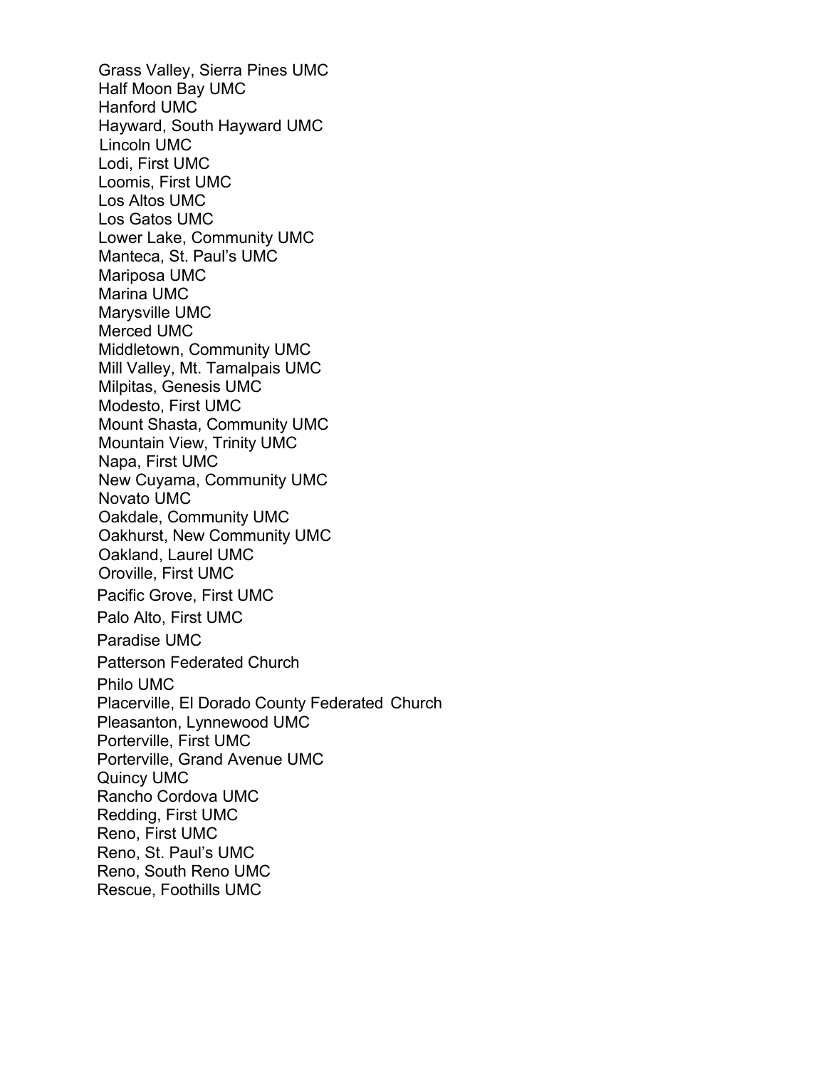Grass Valley, Sierra Pines UMC
Half Moon Bay UMC
Hanford UMC
Hayward, South Hayward UMC
Lincoln UMC
Lodi, First UMC
Loomis, First UMC
Los Altos UMC
Los Gatos UMC
Lower Lake, Community UMC
Manteca, St. Paul's UMC
Mariposa UMC
Marina UMC
Marysville UMC
Merced UMC
Middletown, Community UMC
Mill Valley, Mt. Tamalpais UMC
Milpitas, Genesis UMC
Modesto, First UMC
Mount Shasta, Community UMC
Mountain View, Trinity UMC
Napa, First UMC
New Cuyama, Community UMC
Novato UMC
Oakdale, Community UMC
Oakhurst, New Community UMC
Oakland, Laurel UMC
Oroville, First UMC
Pacific Grove, First UMC
Palo Alto, First UMC
Paradise UMC
Patterson Federated Church
Philo UMC
Placerville, El Dorado County Federated Church
Pleasanton, Lynnewood UMC
Porterville, First UMC
Porterville, Grand Avenue UMC
Quincy UMC
Rancho Cordova UMC
Redding, First UMC
Reno, First UMC
Reno, St. Paul's UMC
Reno, South Reno UMC
Rescue, Foothills UMC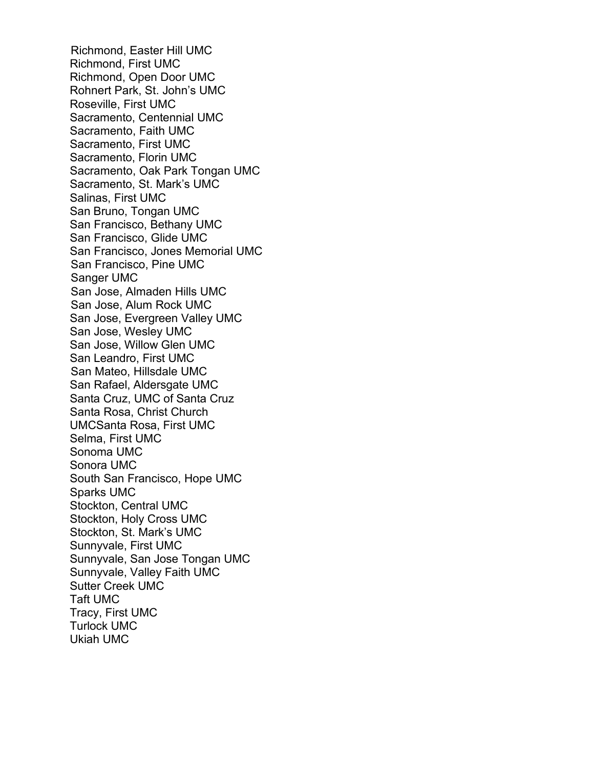Richmond, Easter Hill UMC
Richmond, First UMC
Richmond, Open Door UMC
Rohnert Park, St. John's UMC
Roseville, First UMC
Sacramento, Centennial UMC
Sacramento, Faith UMC
Sacramento, First UMC
Sacramento, Florin UMC
Sacramento, Oak Park Tongan UMC
Sacramento, St. Mark's UMC
Salinas, First UMC
San Bruno, Tongan UMC
San Francisco, Bethany UMC
San Francisco, Glide UMC
San Francisco, Jones Memorial UMC
San Francisco, Pine UMC
Sanger UMC
San Jose, Almaden Hills UMC
San Jose, Alum Rock UMC
San Jose, Evergreen Valley UMC
San Jose, Wesley UMC
San Jose, Willow Glen UMC
San Leandro, First UMC
San Mateo, Hillsdale UMC
San Rafael, Aldersgate UMC
Santa Cruz, UMC of Santa Cruz
Santa Rosa, Christ Church
UMCSanta Rosa, First UMC
Selma, First UMC
Sonoma UMC
Sonora UMC
South San Francisco, Hope UMC
Sparks UMC
Stockton, Central UMC
Stockton, Holy Cross UMC
Stockton, St. Mark's UMC
Sunnyvale, First UMC
Sunnyvale, San Jose Tongan UMC
Sunnyvale, Valley Faith UMC
Sutter Creek UMC
Taft UMC
Tracy, First UMC
Turlock UMC
Ukiah UMC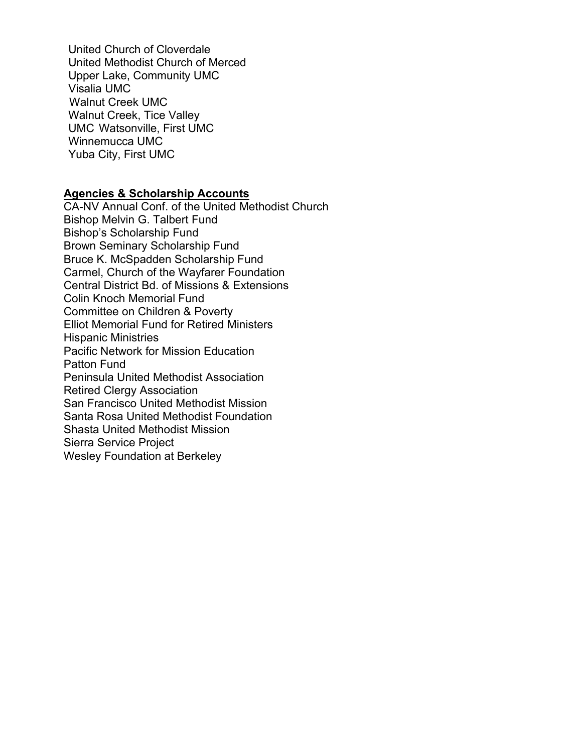United Church of Cloverdale
United Methodist Church of Merced
Upper Lake, Community UMC
Visalia UMC
Walnut Creek UMC
Walnut Creek, Tice Valley
UMC Watsonville, First UMC
Winnemucca UMC
Yuba City, First UMC

**Agencies & Scholarship Accounts**

CA-NV Annual Conf. of the United Methodist Church
Bishop Melvin G. Talbert Fund
Bishop's Scholarship Fund
Brown Seminary Scholarship Fund
Bruce K. McSpadden Scholarship Fund
Carmel, Church of the Wayfarer Foundation
Central District Bd. of Missions & Extensions
Colin Knoch Memorial Fund
Committee on Children & Poverty
Elliot Memorial Fund for Retired Ministers
Hispanic Ministries
Pacific Network for Mission Education
Patton Fund
Peninsula United Methodist Association
Retired Clergy Association
San Francisco United Methodist Mission
Santa Rosa United Methodist Foundation
Shasta United Methodist Mission
Sierra Service Project
Wesley Foundation at Berkeley